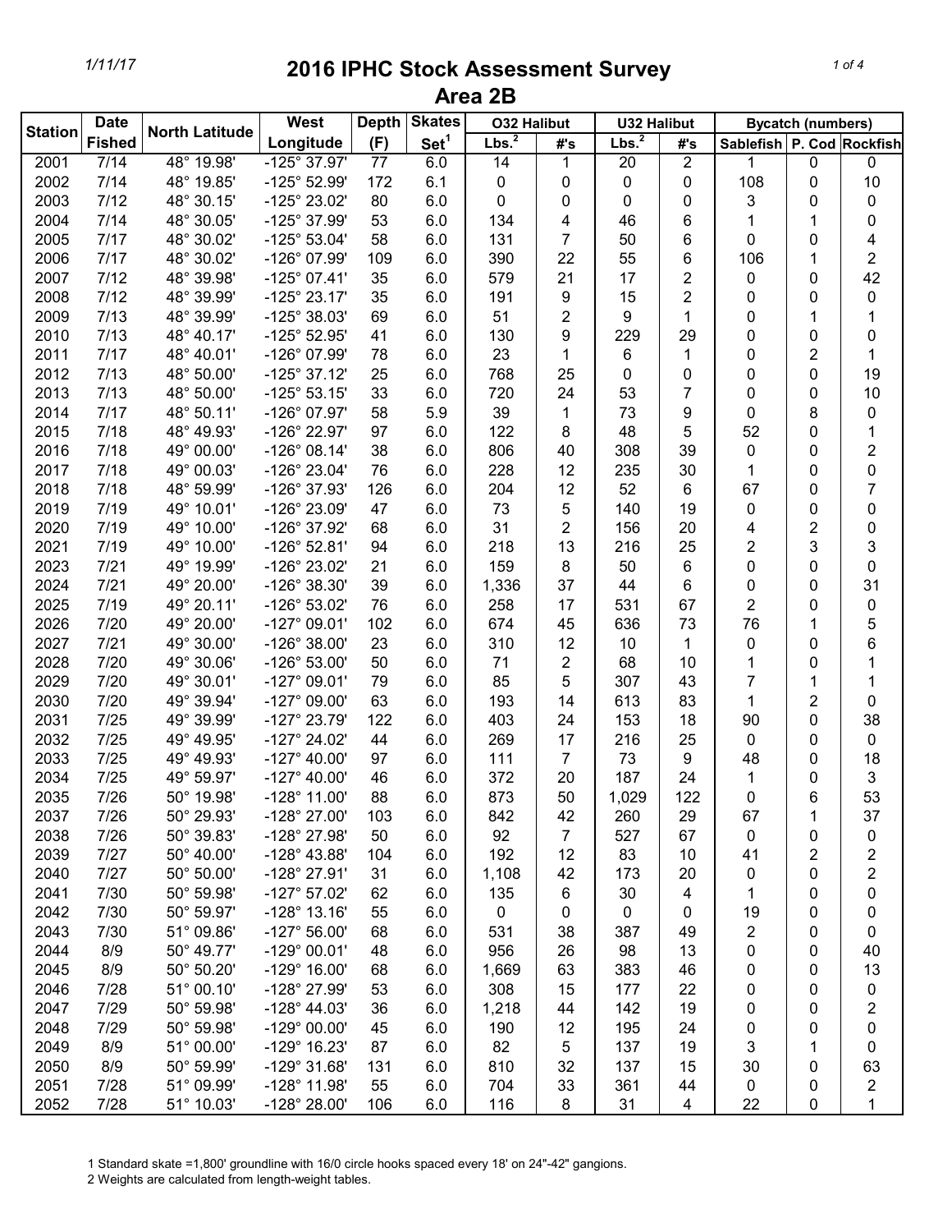# 2016 IPHC Stock Assessment Survey

## Area 2B

| Station | Date Fished | North Latitude | West Longitude | Depth (F) | Skates Set[1] | O32 Halibut Lbs.[2] | O32 Halibut #'s | U32 Halibut Lbs.[2] | U32 Halibut #'s | Bycatch (numbers) Sablefish | P. Cod | Rockfish |
|---|---|---|---|---|---|---|---|---|---|---|---|---|
| 2001 | 7/14 | 48° 19.98' | -125° 37.97' | 77 | 6.0 | 14 | 1 | 20 | 2 | 1 | 0 | 0 |
| 2002 | 7/14 | 48° 19.85' | -125° 52.99' | 172 | 6.1 | 0 | 0 | 0 | 0 | 108 | 0 | 10 |
| 2003 | 7/12 | 48° 30.15' | -125° 23.02' | 80 | 6.0 | 0 | 0 | 0 | 0 | 3 | 0 | 0 |
| 2004 | 7/14 | 48° 30.05' | -125° 37.99' | 53 | 6.0 | 134 | 4 | 46 | 6 | 1 | 1 | 0 |
| 2005 | 7/17 | 48° 30.02' | -125° 53.04' | 58 | 6.0 | 131 | 7 | 50 | 6 | 0 | 0 | 4 |
| 2006 | 7/17 | 48° 30.02' | -126° 07.99' | 109 | 6.0 | 390 | 22 | 55 | 6 | 106 | 1 | 2 |
| 2007 | 7/12 | 48° 39.98' | -125° 07.41' | 35 | 6.0 | 579 | 21 | 17 | 2 | 0 | 0 | 42 |
| 2008 | 7/12 | 48° 39.99' | -125° 23.17' | 35 | 6.0 | 191 | 9 | 15 | 2 | 0 | 0 | 0 |
| 2009 | 7/13 | 48° 39.99' | -125° 38.03' | 69 | 6.0 | 51 | 2 | 9 | 1 | 0 | 1 | 1 |
| 2010 | 7/13 | 48° 40.17' | -125° 52.95' | 41 | 6.0 | 130 | 9 | 229 | 29 | 0 | 0 | 0 |
| 2011 | 7/17 | 48° 40.01' | -126° 07.99' | 78 | 6.0 | 23 | 1 | 6 | 1 | 0 | 2 | 1 |
| 2012 | 7/13 | 48° 50.00' | -125° 37.12' | 25 | 6.0 | 768 | 25 | 0 | 0 | 0 | 0 | 19 |
| 2013 | 7/13 | 48° 50.00' | -125° 53.15' | 33 | 6.0 | 720 | 24 | 53 | 7 | 0 | 0 | 10 |
| 2014 | 7/17 | 48° 50.11' | -126° 07.97' | 58 | 5.9 | 39 | 1 | 73 | 9 | 0 | 8 | 0 |
| 2015 | 7/18 | 48° 49.93' | -126° 22.97' | 97 | 6.0 | 122 | 8 | 48 | 5 | 52 | 0 | 1 |
| 2016 | 7/18 | 49° 00.00' | -126° 08.14' | 38 | 6.0 | 806 | 40 | 308 | 39 | 0 | 0 | 2 |
| 2017 | 7/18 | 49° 00.03' | -126° 23.04' | 76 | 6.0 | 228 | 12 | 235 | 30 | 1 | 0 | 0 |
| 2018 | 7/18 | 48° 59.99' | -126° 37.93' | 126 | 6.0 | 204 | 12 | 52 | 6 | 67 | 0 | 7 |
| 2019 | 7/19 | 49° 10.01' | -126° 23.09' | 47 | 6.0 | 73 | 5 | 140 | 19 | 0 | 0 | 0 |
| 2020 | 7/19 | 49° 10.00' | -126° 37.92' | 68 | 6.0 | 31 | 2 | 156 | 20 | 4 | 2 | 0 |
| 2021 | 7/19 | 49° 10.00' | -126° 52.81' | 94 | 6.0 | 218 | 13 | 216 | 25 | 2 | 3 | 3 |
| 2023 | 7/21 | 49° 19.99' | -126° 23.02' | 21 | 6.0 | 159 | 8 | 50 | 6 | 0 | 0 | 0 |
| 2024 | 7/21 | 49° 20.00' | -126° 38.30' | 39 | 6.0 | 1,336 | 37 | 44 | 6 | 0 | 0 | 31 |
| 2025 | 7/19 | 49° 20.11' | -126° 53.02' | 76 | 6.0 | 258 | 17 | 531 | 67 | 2 | 0 | 0 |
| 2026 | 7/20 | 49° 20.00' | -127° 09.01' | 102 | 6.0 | 674 | 45 | 636 | 73 | 76 | 1 | 5 |
| 2027 | 7/21 | 49° 30.00' | -126° 38.00' | 23 | 6.0 | 310 | 12 | 10 | 1 | 0 | 0 | 6 |
| 2028 | 7/20 | 49° 30.06' | -126° 53.00' | 50 | 6.0 | 71 | 2 | 68 | 10 | 1 | 0 | 1 |
| 2029 | 7/20 | 49° 30.01' | -127° 09.01' | 79 | 6.0 | 85 | 5 | 307 | 43 | 7 | 1 | 1 |
| 2030 | 7/20 | 49° 39.94' | -127° 09.00' | 63 | 6.0 | 193 | 14 | 613 | 83 | 1 | 2 | 0 |
| 2031 | 7/25 | 49° 39.99' | -127° 23.79' | 122 | 6.0 | 403 | 24 | 153 | 18 | 90 | 0 | 38 |
| 2032 | 7/25 | 49° 49.95' | -127° 24.02' | 44 | 6.0 | 269 | 17 | 216 | 25 | 0 | 0 | 0 |
| 2033 | 7/25 | 49° 49.93' | -127° 40.00' | 97 | 6.0 | 111 | 7 | 73 | 9 | 48 | 0 | 18 |
| 2034 | 7/25 | 49° 59.97' | -127° 40.00' | 46 | 6.0 | 372 | 20 | 187 | 24 | 1 | 0 | 3 |
| 2035 | 7/26 | 50° 19.98' | -128° 11.00' | 88 | 6.0 | 873 | 50 | 1,029 | 122 | 0 | 6 | 53 |
| 2037 | 7/26 | 50° 29.93' | -128° 27.00' | 103 | 6.0 | 842 | 42 | 260 | 29 | 67 | 1 | 37 |
| 2038 | 7/26 | 50° 39.83' | -128° 27.98' | 50 | 6.0 | 92 | 7 | 527 | 67 | 0 | 0 | 0 |
| 2039 | 7/27 | 50° 40.00' | -128° 43.88' | 104 | 6.0 | 192 | 12 | 83 | 10 | 41 | 2 | 2 |
| 2040 | 7/27 | 50° 50.00' | -128° 27.91' | 31 | 6.0 | 1,108 | 42 | 173 | 20 | 0 | 0 | 2 |
| 2041 | 7/30 | 50° 59.98' | -127° 57.02' | 62 | 6.0 | 135 | 6 | 30 | 4 | 1 | 0 | 0 |
| 2042 | 7/30 | 50° 59.97' | -128° 13.16' | 55 | 6.0 | 0 | 0 | 0 | 0 | 19 | 0 | 0 |
| 2043 | 7/30 | 51° 09.86' | -127° 56.00' | 68 | 6.0 | 531 | 38 | 387 | 49 | 2 | 0 | 0 |
| 2044 | 8/9 | 50° 49.77' | -129° 00.01' | 48 | 6.0 | 956 | 26 | 98 | 13 | 0 | 0 | 40 |
| 2045 | 8/9 | 50° 50.20' | -129° 16.00' | 68 | 6.0 | 1,669 | 63 | 383 | 46 | 0 | 0 | 13 |
| 2046 | 7/28 | 51° 00.10' | -128° 27.99' | 53 | 6.0 | 308 | 15 | 177 | 22 | 0 | 0 | 0 |
| 2047 | 7/29 | 50° 59.98' | -128° 44.03' | 36 | 6.0 | 1,218 | 44 | 142 | 19 | 0 | 0 | 2 |
| 2048 | 7/29 | 50° 59.98' | -129° 00.00' | 45 | 6.0 | 190 | 12 | 195 | 24 | 0 | 0 | 0 |
| 2049 | 8/9 | 51° 00.00' | -129° 16.23' | 87 | 6.0 | 82 | 5 | 137 | 19 | 3 | 1 | 0 |
| 2050 | 8/9 | 50° 59.99' | -129° 31.68' | 131 | 6.0 | 810 | 32 | 137 | 15 | 30 | 0 | 63 |
| 2051 | 7/28 | 51° 09.99' | -128° 11.98' | 55 | 6.0 | 704 | 33 | 361 | 44 | 0 | 0 | 2 |
| 2052 | 7/28 | 51° 10.03' | -128° 28.00' | 106 | 6.0 | 116 | 8 | 31 | 4 | 22 | 0 | 1 |

1 Standard skate =1,800' groundline with 16/0 circle hooks spaced every 18' on 24"-42" gangions.

2 Weights are calculated from length-weight tables.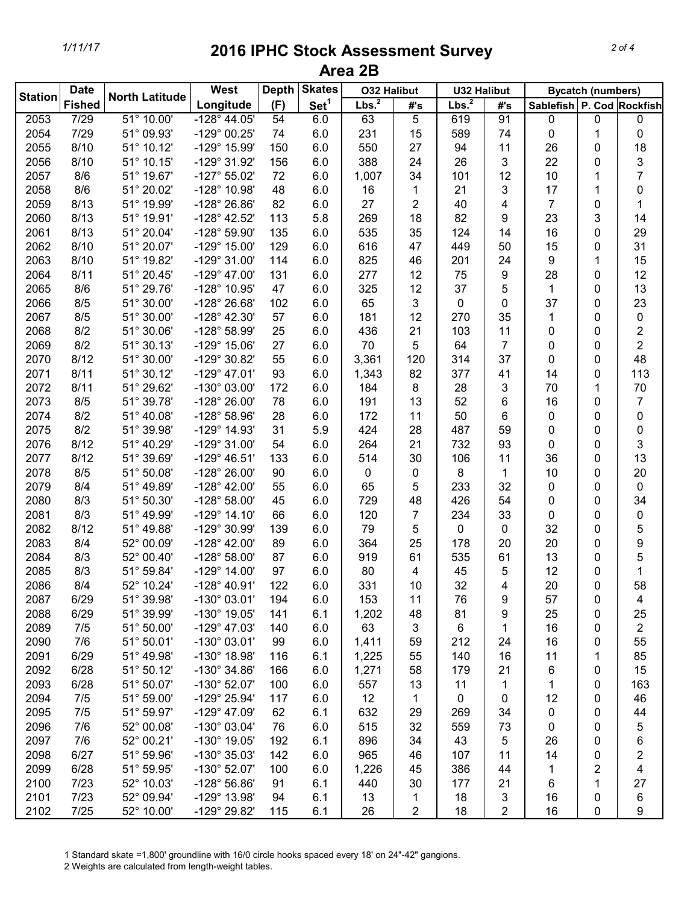# 2016 IPHC Stock Assessment Survey

## Area 2B

| Station | Date Fished | North Latitude | West Longitude | Depth (F) | Skates Set[1] | O32 Halibut | | U32 Halibut | | Bycatch (numbers) | | |
|---|---|---|---|---|---|---|---|---|---|---|---|---|
| | | | | | | Lbs.[2] | #'s | Lbs.[2] | #'s | Sablefish | P. Cod | Rockfish |
| 2053 | 7/29 | 51° 10.00' | -128° 44.05' | 54 | 6.0 | 63 | 5 | 619 | 91 | 0 | 0 | 0 |
| 2054 | 7/29 | 51° 09.93' | -129° 00.25' | 74 | 6.0 | 231 | 15 | 589 | 74 | 0 | 1 | 0 |
| 2055 | 8/10 | 51° 10.12' | -129° 15.99' | 150 | 6.0 | 550 | 27 | 94 | 11 | 26 | 0 | 18 |
| 2056 | 8/10 | 51° 10.15' | -129° 31.92' | 156 | 6.0 | 388 | 24 | 26 | 3 | 22 | 0 | 3 |
| 2057 | 8/6 | 51° 19.67' | -127° 55.02' | 72 | 6.0 | 1,007 | 34 | 101 | 12 | 10 | 1 | 7 |
| 2058 | 8/6 | 51° 20.02' | -128° 10.98' | 48 | 6.0 | 16 | 1 | 21 | 3 | 17 | 1 | 0 |
| 2059 | 8/13 | 51° 19.99' | -128° 26.86' | 82 | 6.0 | 27 | 2 | 40 | 4 | 7 | 0 | 1 |
| 2060 | 8/13 | 51° 19.91' | -128° 42.52' | 113 | 5.8 | 269 | 18 | 82 | 9 | 23 | 3 | 14 |
| 2061 | 8/13 | 51° 20.04' | -128° 59.90' | 135 | 6.0 | 535 | 35 | 124 | 14 | 16 | 0 | 29 |
| 2062 | 8/10 | 51° 20.07' | -129° 15.00' | 129 | 6.0 | 616 | 47 | 449 | 50 | 15 | 0 | 31 |
| 2063 | 8/10 | 51° 19.82' | -129° 31.00' | 114 | 6.0 | 825 | 46 | 201 | 24 | 9 | 1 | 15 |
| 2064 | 8/11 | 51° 20.45' | -129° 47.00' | 131 | 6.0 | 277 | 12 | 75 | 9 | 28 | 0 | 12 |
| 2065 | 8/6 | 51° 29.76' | -128° 10.95' | 47 | 6.0 | 325 | 12 | 37 | 5 | 1 | 0 | 13 |
| 2066 | 8/5 | 51° 30.00' | -128° 26.68' | 102 | 6.0 | 65 | 3 | 0 | 0 | 37 | 0 | 23 |
| 2067 | 8/5 | 51° 30.00' | -128° 42.30' | 57 | 6.0 | 181 | 12 | 270 | 35 | 1 | 0 | 0 |
| 2068 | 8/2 | 51° 30.06' | -128° 58.99' | 25 | 6.0 | 436 | 21 | 103 | 11 | 0 | 0 | 2 |
| 2069 | 8/2 | 51° 30.13' | -129° 15.06' | 27 | 6.0 | 70 | 5 | 64 | 7 | 0 | 0 | 2 |
| 2070 | 8/12 | 51° 30.00' | -129° 30.82' | 55 | 6.0 | 3,361 | 120 | 314 | 37 | 0 | 0 | 48 |
| 2071 | 8/11 | 51° 30.12' | -129° 47.01' | 93 | 6.0 | 1,343 | 82 | 377 | 41 | 14 | 0 | 113 |
| 2072 | 8/11 | 51° 29.62' | -130° 03.00' | 172 | 6.0 | 184 | 8 | 28 | 3 | 70 | 1 | 70 |
| 2073 | 8/5 | 51° 39.78' | -128° 26.00' | 78 | 6.0 | 191 | 13 | 52 | 6 | 16 | 0 | 7 |
| 2074 | 8/2 | 51° 40.08' | -128° 58.96' | 28 | 6.0 | 172 | 11 | 50 | 6 | 0 | 0 | 0 |
| 2075 | 8/2 | 51° 39.98' | -129° 14.93' | 31 | 5.9 | 424 | 28 | 487 | 59 | 0 | 0 | 0 |
| 2076 | 8/12 | 51° 40.29' | -129° 31.00' | 54 | 6.0 | 264 | 21 | 732 | 93 | 0 | 0 | 3 |
| 2077 | 8/12 | 51° 39.69' | -129° 46.51' | 133 | 6.0 | 514 | 30 | 106 | 11 | 36 | 0 | 13 |
| 2078 | 8/5 | 51° 50.08' | -128° 26.00' | 90 | 6.0 | 0 | 0 | 8 | 1 | 10 | 0 | 20 |
| 2079 | 8/4 | 51° 49.89' | -128° 42.00' | 55 | 6.0 | 65 | 5 | 233 | 32 | 0 | 0 | 0 |
| 2080 | 8/3 | 51° 50.30' | -128° 58.00' | 45 | 6.0 | 729 | 48 | 426 | 54 | 0 | 0 | 34 |
| 2081 | 8/3 | 51° 49.99' | -129° 14.10' | 66 | 6.0 | 120 | 7 | 234 | 33 | 0 | 0 | 0 |
| 2082 | 8/12 | 51° 49.88' | -129° 30.99' | 139 | 6.0 | 79 | 5 | 0 | 0 | 32 | 0 | 5 |
| 2083 | 8/4 | 52° 00.09' | -128° 42.00' | 89 | 6.0 | 364 | 25 | 178 | 20 | 20 | 0 | 9 |
| 2084 | 8/3 | 52° 00.40' | -128° 58.00' | 87 | 6.0 | 919 | 61 | 535 | 61 | 13 | 0 | 5 |
| 2085 | 8/3 | 51° 59.84' | -129° 14.00' | 97 | 6.0 | 80 | 4 | 45 | 5 | 12 | 0 | 1 |
| 2086 | 8/4 | 52° 10.24' | -128° 40.91' | 122 | 6.0 | 331 | 10 | 32 | 4 | 20 | 0 | 58 |
| 2087 | 6/29 | 51° 39.98' | -130° 03.01' | 194 | 6.0 | 153 | 11 | 76 | 9 | 57 | 0 | 4 |
| 2088 | 6/29 | 51° 39.99' | -130° 19.05' | 141 | 6.1 | 1,202 | 48 | 81 | 9 | 25 | 0 | 25 |
| 2089 | 7/5 | 51° 50.00' | -129° 47.03' | 140 | 6.0 | 63 | 3 | 6 | 1 | 16 | 0 | 2 |
| 2090 | 7/6 | 51° 50.01' | -130° 03.01' | 99 | 6.0 | 1,411 | 59 | 212 | 24 | 16 | 0 | 55 |
| 2091 | 6/29 | 51° 49.98' | -130° 18.98' | 116 | 6.1 | 1,225 | 55 | 140 | 16 | 11 | 1 | 85 |
| 2092 | 6/28 | 51° 50.12' | -130° 34.86' | 166 | 6.0 | 1,271 | 58 | 179 | 21 | 6 | 0 | 15 |
| 2093 | 6/28 | 51° 50.07' | -130° 52.07' | 100 | 6.0 | 557 | 13 | 11 | 1 | 1 | 0 | 163 |
| 2094 | 7/5 | 51° 59.00' | -129° 25.94' | 117 | 6.0 | 12 | 1 | 0 | 0 | 12 | 0 | 46 |
| 2095 | 7/5 | 51° 59.97' | -129° 47.09' | 62 | 6.1 | 632 | 29 | 269 | 34 | 0 | 0 | 44 |
| 2096 | 7/6 | 52° 00.08' | -130° 03.04' | 76 | 6.0 | 515 | 32 | 559 | 73 | 0 | 0 | 5 |
| 2097 | 7/6 | 52° 00.21' | -130° 19.05' | 192 | 6.1 | 896 | 34 | 43 | 5 | 26 | 0 | 6 |
| 2098 | 6/27 | 51° 59.96' | -130° 35.03' | 142 | 6.0 | 965 | 46 | 107 | 11 | 14 | 0 | 2 |
| 2099 | 6/28 | 51° 59.95' | -130° 52.07' | 100 | 6.0 | 1,226 | 45 | 386 | 44 | 1 | 2 | 4 |
| 2100 | 7/23 | 52° 10.03' | -128° 56.86' | 91 | 6.1 | 440 | 30 | 177 | 21 | 6 | 1 | 27 |
| 2101 | 7/23 | 52° 09.94' | -129° 13.98' | 94 | 6.1 | 13 | 1 | 18 | 3 | 16 | 0 | 6 |
| 2102 | 7/25 | 52° 10.00' | -129° 29.82' | 115 | 6.1 | 26 | 2 | 18 | 2 | 16 | 0 | 9 |

1 Standard skate =1,800' groundline with 16/0 circle hooks spaced every 18' on 24"-42" gangions.

2 Weights are calculated from length-weight tables.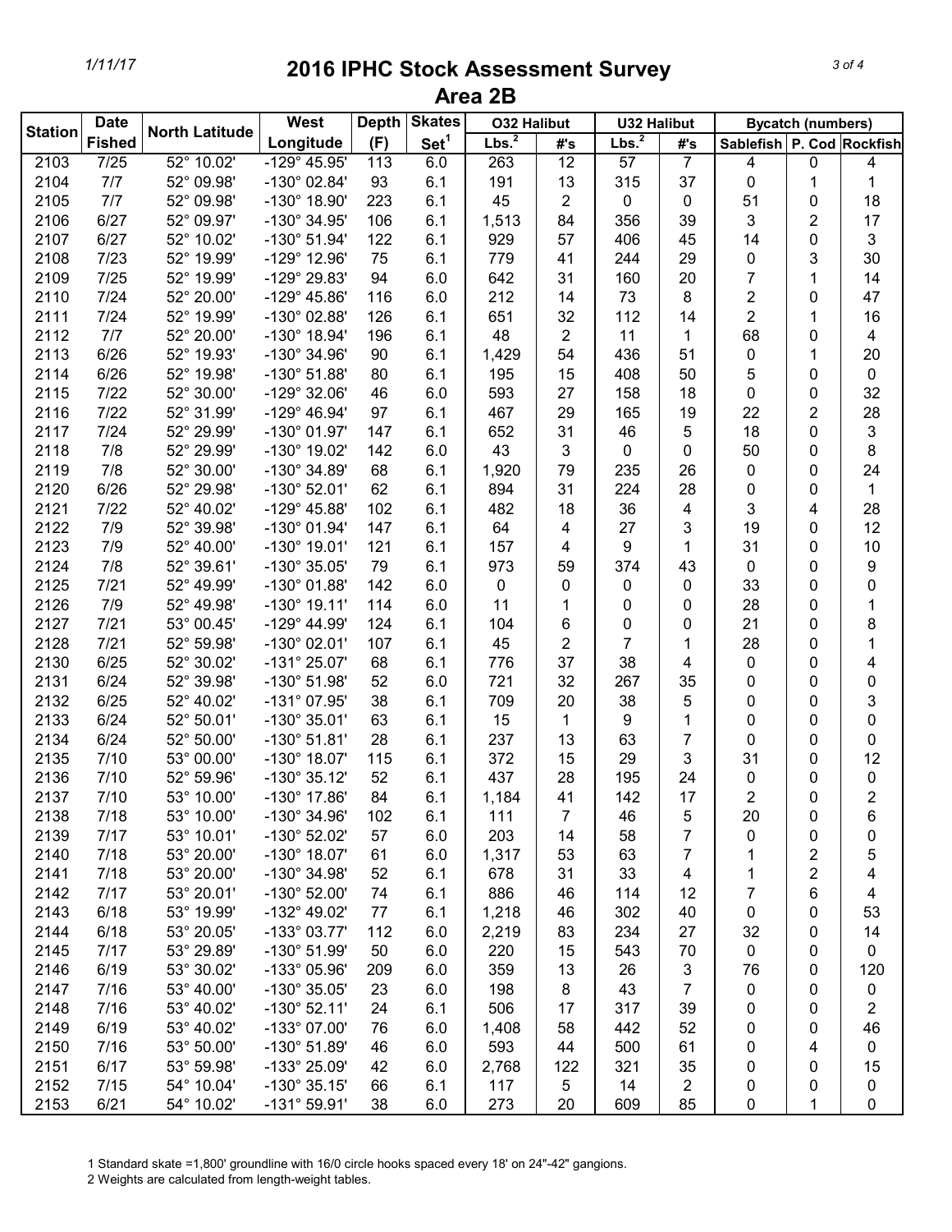# 2016 IPHC Stock Assessment Survey

## Area 2B

| Station | Date Fished | North Latitude | West Longitude | Depth (F) | Skates Set[1] | O32 Halibut | | U32 Halibut | | Bycatch (numbers) | | |
|---|---|---|---|---|---|---|---|---|---|---|---|---|
| | | | | | | Lbs.[2] | #'s | Lbs.[2] | #'s | Sablefish | P. Cod | Rockfish |
| 2103 | 7/25 | 52° 10.02' | -129° 45.95' | 113 | 6.0 | 263 | 12 | 57 | 7 | 4 | 0 | 4 |
| 2104 | 7/7 | 52° 09.98' | -130° 02.84' | 93 | 6.1 | 191 | 13 | 315 | 37 | 0 | 1 | 1 |
| 2105 | 7/7 | 52° 09.98' | -130° 18.90' | 223 | 6.1 | 45 | 2 | 0 | 0 | 51 | 0 | 18 |
| 2106 | 6/27 | 52° 09.97' | -130° 34.95' | 106 | 6.1 | 1,513 | 84 | 356 | 39 | 3 | 2 | 17 |
| 2107 | 6/27 | 52° 10.02' | -130° 51.94' | 122 | 6.1 | 929 | 57 | 406 | 45 | 14 | 0 | 3 |
| 2108 | 7/23 | 52° 19.99' | -129° 12.96' | 75 | 6.1 | 779 | 41 | 244 | 29 | 0 | 3 | 30 |
| 2109 | 7/25 | 52° 19.99' | -129° 29.83' | 94 | 6.0 | 642 | 31 | 160 | 20 | 7 | 1 | 14 |
| 2110 | 7/24 | 52° 20.00' | -129° 45.86' | 116 | 6.0 | 212 | 14 | 73 | 8 | 2 | 0 | 47 |
| 2111 | 7/24 | 52° 19.99' | -130° 02.88' | 126 | 6.1 | 651 | 32 | 112 | 14 | 2 | 1 | 16 |
| 2112 | 7/7 | 52° 20.00' | -130° 18.94' | 196 | 6.1 | 48 | 2 | 11 | 1 | 68 | 0 | 4 |
| 2113 | 6/26 | 52° 19.93' | -130° 34.96' | 90 | 6.1 | 1,429 | 54 | 436 | 51 | 0 | 1 | 20 |
| 2114 | 6/26 | 52° 19.98' | -130° 51.88' | 80 | 6.1 | 195 | 15 | 408 | 50 | 5 | 0 | 0 |
| 2115 | 7/22 | 52° 30.00' | -129° 32.06' | 46 | 6.0 | 593 | 27 | 158 | 18 | 0 | 0 | 32 |
| 2116 | 7/22 | 52° 31.99' | -129° 46.94' | 97 | 6.1 | 467 | 29 | 165 | 19 | 22 | 2 | 28 |
| 2117 | 7/24 | 52° 29.99' | -130° 01.97' | 147 | 6.1 | 652 | 31 | 46 | 5 | 18 | 0 | 3 |
| 2118 | 7/8 | 52° 29.99' | -130° 19.02' | 142 | 6.0 | 43 | 3 | 0 | 0 | 50 | 0 | 8 |
| 2119 | 7/8 | 52° 30.00' | -130° 34.89' | 68 | 6.1 | 1,920 | 79 | 235 | 26 | 0 | 0 | 24 |
| 2120 | 6/26 | 52° 29.98' | -130° 52.01' | 62 | 6.1 | 894 | 31 | 224 | 28 | 0 | 0 | 1 |
| 2121 | 7/22 | 52° 40.02' | -129° 45.88' | 102 | 6.1 | 482 | 18 | 36 | 4 | 3 | 4 | 28 |
| 2122 | 7/9 | 52° 39.98' | -130° 01.94' | 147 | 6.1 | 64 | 4 | 27 | 3 | 19 | 0 | 12 |
| 2123 | 7/9 | 52° 40.00' | -130° 19.01' | 121 | 6.1 | 157 | 4 | 9 | 1 | 31 | 0 | 10 |
| 2124 | 7/8 | 52° 39.61' | -130° 35.05' | 79 | 6.1 | 973 | 59 | 374 | 43 | 0 | 0 | 9 |
| 2125 | 7/21 | 52° 49.99' | -130° 01.88' | 142 | 6.0 | 0 | 0 | 0 | 0 | 33 | 0 | 0 |
| 2126 | 7/9 | 52° 49.98' | -130° 19.11' | 114 | 6.0 | 11 | 1 | 0 | 0 | 28 | 0 | 1 |
| 2127 | 7/21 | 53° 00.45' | -129° 44.99' | 124 | 6.1 | 104 | 6 | 0 | 0 | 21 | 0 | 8 |
| 2128 | 7/21 | 52° 59.98' | -130° 02.01' | 107 | 6.1 | 45 | 2 | 7 | 1 | 28 | 0 | 1 |
| 2130 | 6/25 | 52° 30.02' | -131° 25.07' | 68 | 6.1 | 776 | 37 | 38 | 4 | 0 | 0 | 4 |
| 2131 | 6/24 | 52° 39.98' | -130° 51.98' | 52 | 6.0 | 721 | 32 | 267 | 35 | 0 | 0 | 0 |
| 2132 | 6/25 | 52° 40.02' | -131° 07.95' | 38 | 6.1 | 709 | 20 | 38 | 5 | 0 | 0 | 3 |
| 2133 | 6/24 | 52° 50.01' | -130° 35.01' | 63 | 6.1 | 15 | 1 | 9 | 1 | 0 | 0 | 0 |
| 2134 | 6/24 | 52° 50.00' | -130° 51.81' | 28 | 6.1 | 237 | 13 | 63 | 7 | 0 | 0 | 0 |
| 2135 | 7/10 | 53° 00.00' | -130° 18.07' | 115 | 6.1 | 372 | 15 | 29 | 3 | 31 | 0 | 12 |
| 2136 | 7/10 | 52° 59.96' | -130° 35.12' | 52 | 6.1 | 437 | 28 | 195 | 24 | 0 | 0 | 0 |
| 2137 | 7/10 | 53° 10.00' | -130° 17.86' | 84 | 6.1 | 1,184 | 41 | 142 | 17 | 2 | 0 | 2 |
| 2138 | 7/18 | 53° 10.00' | -130° 34.96' | 102 | 6.1 | 111 | 7 | 46 | 5 | 20 | 0 | 6 |
| 2139 | 7/17 | 53° 10.01' | -130° 52.02' | 57 | 6.0 | 203 | 14 | 58 | 7 | 0 | 0 | 0 |
| 2140 | 7/18 | 53° 20.00' | -130° 18.07' | 61 | 6.0 | 1,317 | 53 | 63 | 7 | 1 | 2 | 5 |
| 2141 | 7/18 | 53° 20.00' | -130° 34.98' | 52 | 6.1 | 678 | 31 | 33 | 4 | 1 | 2 | 4 |
| 2142 | 7/17 | 53° 20.01' | -130° 52.00' | 74 | 6.1 | 886 | 46 | 114 | 12 | 7 | 6 | 4 |
| 2143 | 6/18 | 53° 19.99' | -132° 49.02' | 77 | 6.1 | 1,218 | 46 | 302 | 40 | 0 | 0 | 53 |
| 2144 | 6/18 | 53° 20.05' | -133° 03.77' | 112 | 6.0 | 2,219 | 83 | 234 | 27 | 32 | 0 | 14 |
| 2145 | 7/17 | 53° 29.89' | -130° 51.99' | 50 | 6.0 | 220 | 15 | 543 | 70 | 0 | 0 | 0 |
| 2146 | 6/19 | 53° 30.02' | -133° 05.96' | 209 | 6.0 | 359 | 13 | 26 | 3 | 76 | 0 | 120 |
| 2147 | 7/16 | 53° 40.00' | -130° 35.05' | 23 | 6.0 | 198 | 8 | 43 | 7 | 0 | 0 | 0 |
| 2148 | 7/16 | 53° 40.02' | -130° 52.11' | 24 | 6.1 | 506 | 17 | 317 | 39 | 0 | 0 | 2 |
| 2149 | 6/19 | 53° 40.02' | -133° 07.00' | 76 | 6.0 | 1,408 | 58 | 442 | 52 | 0 | 0 | 46 |
| 2150 | 7/16 | 53° 50.00' | -130° 51.89' | 46 | 6.0 | 593 | 44 | 500 | 61 | 0 | 4 | 0 |
| 2151 | 6/17 | 53° 59.98' | -133° 25.09' | 42 | 6.0 | 2,768 | 122 | 321 | 35 | 0 | 0 | 15 |
| 2152 | 7/15 | 54° 10.04' | -130° 35.15' | 66 | 6.1 | 117 | 5 | 14 | 2 | 0 | 0 | 0 |
| 2153 | 6/21 | 54° 10.02' | -131° 59.91' | 38 | 6.0 | 273 | 20 | 609 | 85 | 0 | 1 | 0 |

1 Standard skate =1,800' groundline with 16/0 circle hooks spaced every 18' on 24"-42" gangions.

2 Weights are calculated from length-weight tables.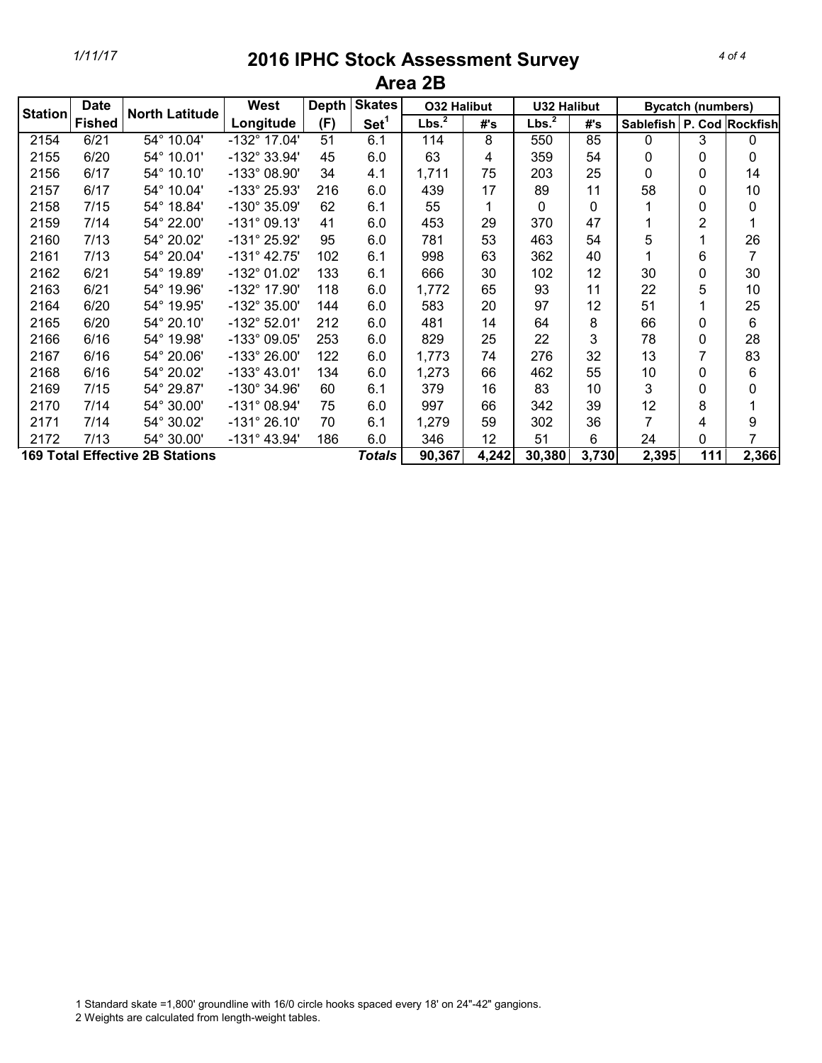# 2016 IPHC Stock Assessment Survey

## Area 2B

| Station | Date Fished | North Latitude | West Longitude | Depth (F) | Skates Set[1] | O32 Halibut Lbs.[2] | O32 Halibut #'s | U32 Halibut Lbs.[2] | U32 Halibut #'s | Bycatch (numbers) Sablefish | Bycatch (numbers) P. Cod | Bycatch (numbers) Rockfish |
|---|---|---|---|---|---|---|---|---|---|---|---|---|
| 2154 | 6/21 | 54° 10.04' | -132° 17.04' | 51 | 6.1 | 114 | 8 | 550 | 85 | 0 | 3 | 0 |
| 2155 | 6/20 | 54° 10.01' | -132° 33.94' | 45 | 6.0 | 63 | 4 | 359 | 54 | 0 | 0 | 0 |
| 2156 | 6/17 | 54° 10.10' | -133° 08.90' | 34 | 4.1 | 1,711 | 75 | 203 | 25 | 0 | 0 | 14 |
| 2157 | 6/17 | 54° 10.04' | -133° 25.93' | 216 | 6.0 | 439 | 17 | 89 | 11 | 58 | 0 | 10 |
| 2158 | 7/15 | 54° 18.84' | -130° 35.09' | 62 | 6.1 | 55 | 1 | 0 | 0 | 1 | 0 | 0 |
| 2159 | 7/14 | 54° 22.00' | -131° 09.13' | 41 | 6.0 | 453 | 29 | 370 | 47 | 1 | 2 | 1 |
| 2160 | 7/13 | 54° 20.02' | -131° 25.92' | 95 | 6.0 | 781 | 53 | 463 | 54 | 5 | 1 | 26 |
| 2161 | 7/13 | 54° 20.04' | -131° 42.75' | 102 | 6.1 | 998 | 63 | 362 | 40 | 1 | 6 | 7 |
| 2162 | 6/21 | 54° 19.89' | -132° 01.02' | 133 | 6.1 | 666 | 30 | 102 | 12 | 30 | 0 | 30 |
| 2163 | 6/21 | 54° 19.96' | -132° 17.90' | 118 | 6.0 | 1,772 | 65 | 93 | 11 | 22 | 5 | 10 |
| 2164 | 6/20 | 54° 19.95' | -132° 35.00' | 144 | 6.0 | 583 | 20 | 97 | 12 | 51 | 1 | 25 |
| 2165 | 6/20 | 54° 20.10' | -132° 52.01' | 212 | 6.0 | 481 | 14 | 64 | 8 | 66 | 0 | 6 |
| 2166 | 6/16 | 54° 19.98' | -133° 09.05' | 253 | 6.0 | 829 | 25 | 22 | 3 | 78 | 0 | 28 |
| 2167 | 6/16 | 54° 20.06' | -133° 26.00' | 122 | 6.0 | 1,773 | 74 | 276 | 32 | 13 | 7 | 83 |
| 2168 | 6/16 | 54° 20.02' | -133° 43.01' | 134 | 6.0 | 1,273 | 66 | 462 | 55 | 10 | 0 | 6 |
| 2169 | 7/15 | 54° 29.87' | -130° 34.96' | 60 | 6.1 | 379 | 16 | 83 | 10 | 3 | 0 | 0 |
| 2170 | 7/14 | 54° 30.00' | -131° 08.94' | 75 | 6.0 | 997 | 66 | 342 | 39 | 12 | 8 | 1 |
| 2171 | 7/14 | 54° 30.02' | -131° 26.10' | 70 | 6.1 | 1,279 | 59 | 302 | 36 | 7 | 4 | 9 |
| 2172 | 7/13 | 54° 30.00' | -131° 43.94' | 186 | 6.0 | 346 | 12 | 51 | 6 | 24 | 0 | 7 |
| **169 Total Effective 2B Stations** | | | | | ***Totals*** | **90,367** | **4,242** | **30,380** | **3,730** | **2,395** | **111** | **2,366** |

1 Standard skate =1,800' groundline with 16/0 circle hooks spaced every 18' on 24"-42" gangions.

2 Weights are calculated from length-weight tables.